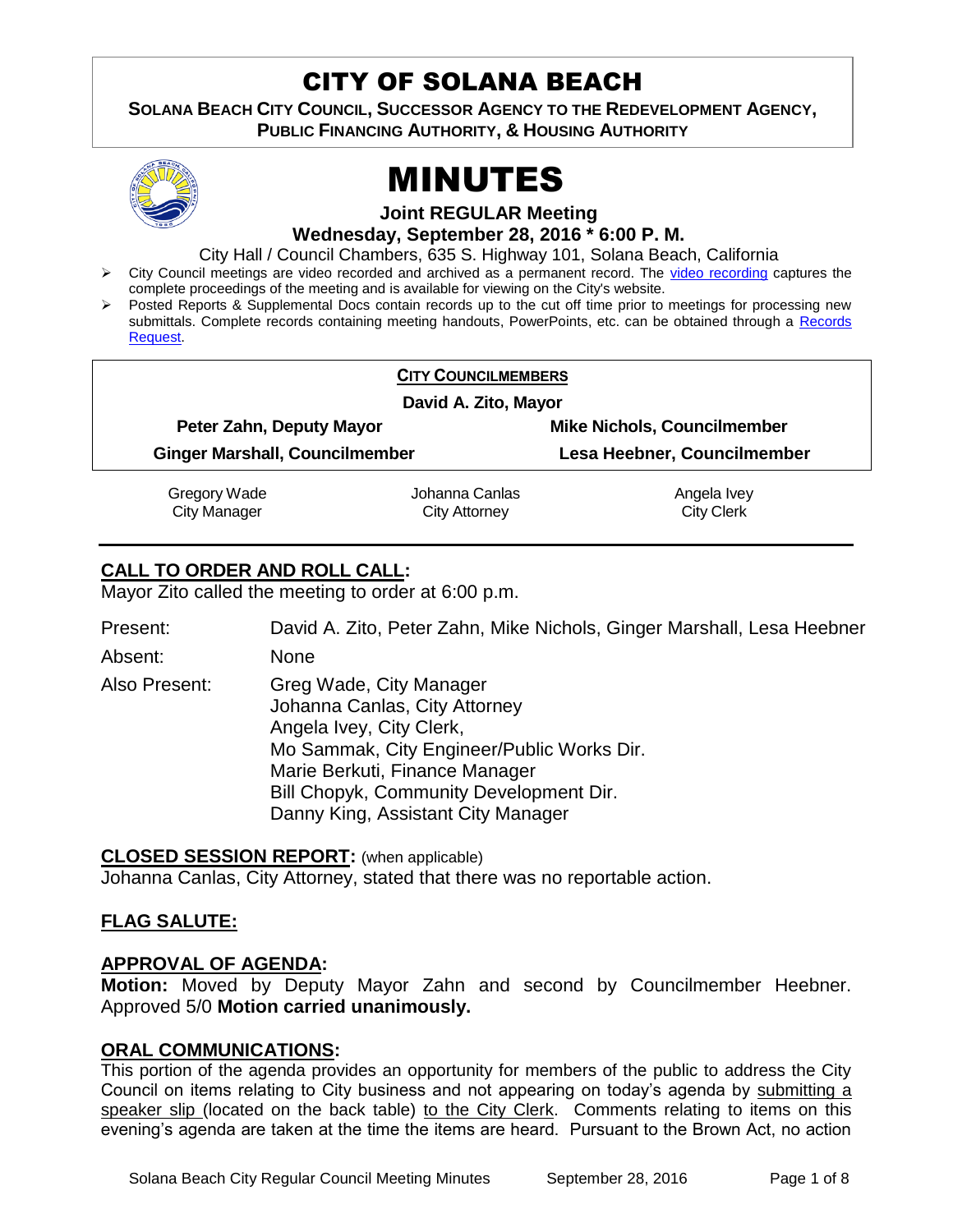# CITY OF SOLANA BEACH

**SOLANA BEACH CITY COUNCIL, SUCCESSOR AGENCY TO THE REDEVELOPMENT AGENCY, PUBLIC FINANCING AUTHORITY, & HOUSING AUTHORITY**

# MINUTES

**Joint REGULAR Meeting**

**Wednesday, September 28, 2016 * 6:00 P. M.**

City Hall / Council Chambers, 635 S. Highway 101, Solana Beach, California

- City Council meetings are video recorded and archived as a permanent record. The video recording captures the complete proceedings of the meeting and is available for viewing on the City's website.
- Posted Reports & Supplemental Docs contain records up to the cut off time prior to meetings for processing new submittals. Complete records containing meeting handouts, PowerPoints, etc. can be obtained through a Records Request.

**CITY COUNCILMEMBERS**

**David A. Zito, Mayor**

| | |
|---|---|
| **Peter Zahn, Deputy Mayor** | **Mike Nichols, Councilmember** |
| **Ginger Marshall, Councilmember** | **Lesa Heebner, Councilmember** |

| | | |
|---|---|---|
| Gregory Wade<br>City Manager | Johanna Canlas<br>City Attorney | Angela Ivey<br>City Clerk |

## CALL TO ORDER AND ROLL CALL:

Mayor Zito called the meeting to order at 6:00 p.m.

Present: David A. Zito, Peter Zahn, Mike Nichols, Ginger Marshall, Lesa Heebner

Absent: None

Also Present:
Greg Wade, City Manager
Johanna Canlas, City Attorney
Angela Ivey, City Clerk,
Mo Sammak, City Engineer/Public Works Dir.
Marie Berkuti, Finance Manager
Bill Chopyk, Community Development Dir.
Danny King, Assistant City Manager

## CLOSED SESSION REPORT: (when applicable)

Johanna Canlas, City Attorney, stated that there was no reportable action.

## FLAG SALUTE:

## APPROVAL OF AGENDA:

**Motion:** Moved by Deputy Mayor Zahn and second by Councilmember Heebner. Approved 5/0 **Motion carried unanimously.**

## ORAL COMMUNICATIONS:

This portion of the agenda provides an opportunity for members of the public to address the City Council on items relating to City business and not appearing on today's agenda by submitting a speaker slip (located on the back table) to the City Clerk. Comments relating to items on this evening's agenda are taken at the time the items are heard. Pursuant to the Brown Act, no action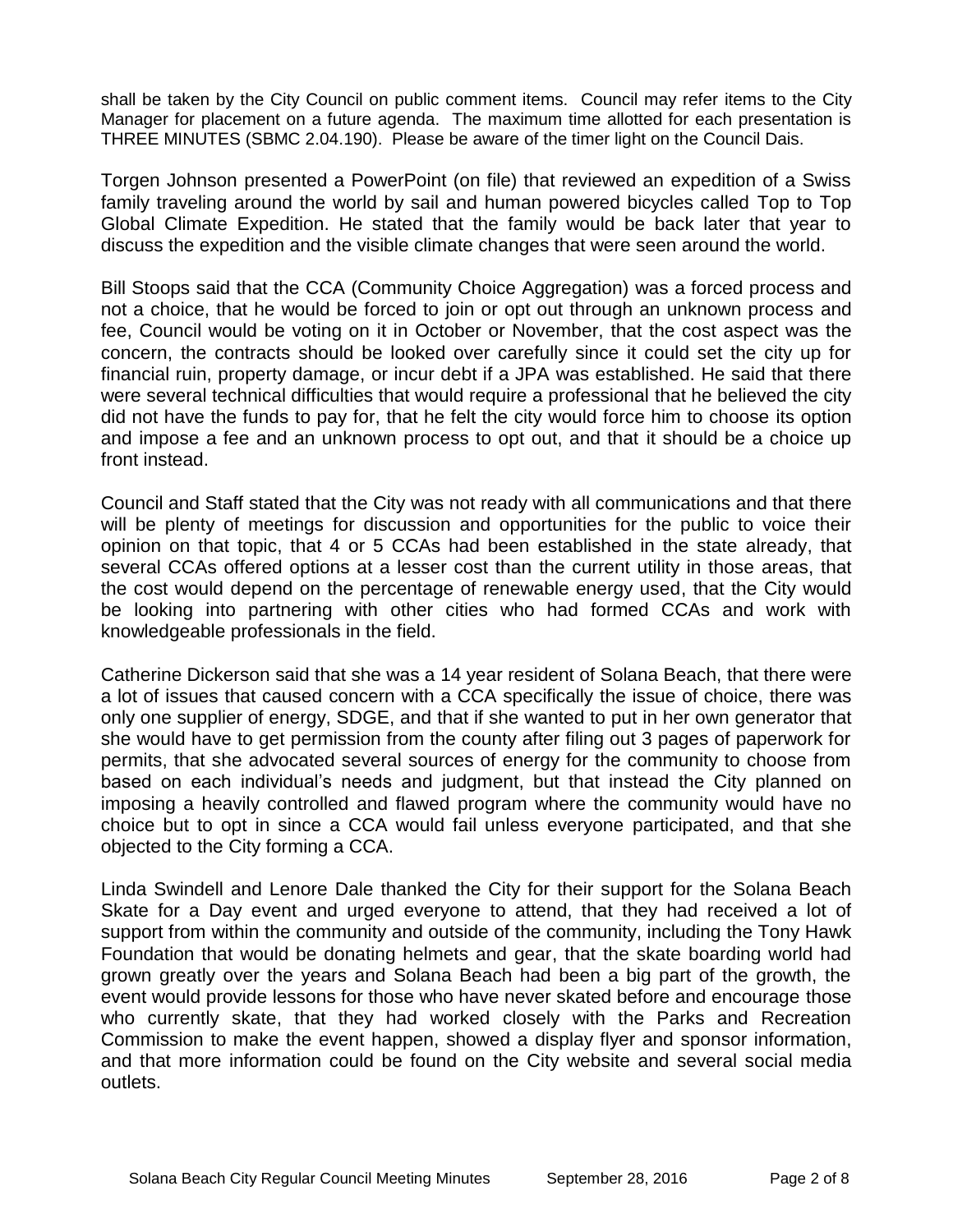shall be taken by the City Council on public comment items. Council may refer items to the City Manager for placement on a future agenda. The maximum time allotted for each presentation is THREE MINUTES (SBMC 2.04.190). Please be aware of the timer light on the Council Dais.

Torgen Johnson presented a PowerPoint (on file) that reviewed an expedition of a Swiss family traveling around the world by sail and human powered bicycles called Top to Top Global Climate Expedition. He stated that the family would be back later that year to discuss the expedition and the visible climate changes that were seen around the world.

Bill Stoops said that the CCA (Community Choice Aggregation) was a forced process and not a choice, that he would be forced to join or opt out through an unknown process and fee, Council would be voting on it in October or November, that the cost aspect was the concern, the contracts should be looked over carefully since it could set the city up for financial ruin, property damage, or incur debt if a JPA was established. He said that there were several technical difficulties that would require a professional that he believed the city did not have the funds to pay for, that he felt the city would force him to choose its option and impose a fee and an unknown process to opt out, and that it should be a choice up front instead.

Council and Staff stated that the City was not ready with all communications and that there will be plenty of meetings for discussion and opportunities for the public to voice their opinion on that topic, that 4 or 5 CCAs had been established in the state already, that several CCAs offered options at a lesser cost than the current utility in those areas, that the cost would depend on the percentage of renewable energy used, that the City would be looking into partnering with other cities who had formed CCAs and work with knowledgeable professionals in the field.

Catherine Dickerson said that she was a 14 year resident of Solana Beach, that there were a lot of issues that caused concern with a CCA specifically the issue of choice, there was only one supplier of energy, SDGE, and that if she wanted to put in her own generator that she would have to get permission from the county after filing out 3 pages of paperwork for permits, that she advocated several sources of energy for the community to choose from based on each individual's needs and judgment, but that instead the City planned on imposing a heavily controlled and flawed program where the community would have no choice but to opt in since a CCA would fail unless everyone participated, and that she objected to the City forming a CCA.

Linda Swindell and Lenore Dale thanked the City for their support for the Solana Beach Skate for a Day event and urged everyone to attend, that they had received a lot of support from within the community and outside of the community, including the Tony Hawk Foundation that would be donating helmets and gear, that the skate boarding world had grown greatly over the years and Solana Beach had been a big part of the growth, the event would provide lessons for those who have never skated before and encourage those who currently skate, that they had worked closely with the Parks and Recreation Commission to make the event happen, showed a display flyer and sponsor information, and that more information could be found on the City website and several social media outlets.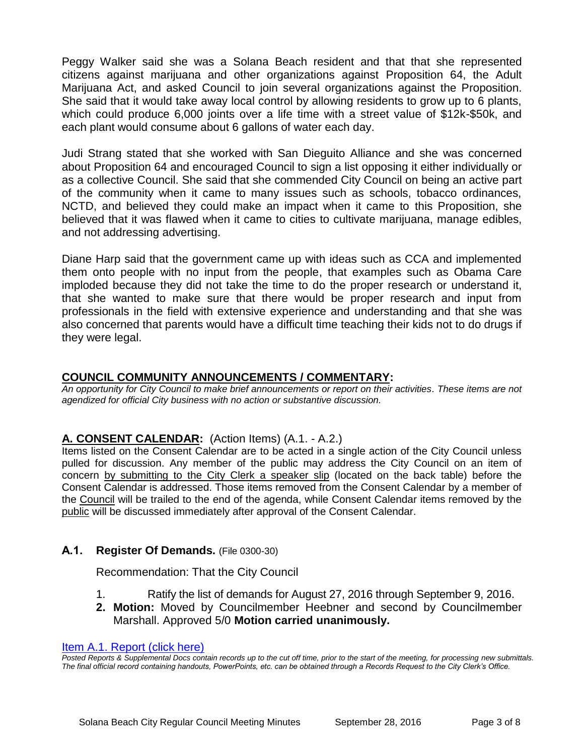Peggy Walker said she was a Solana Beach resident and that that she represented citizens against marijuana and other organizations against Proposition 64, the Adult Marijuana Act, and asked Council to join several organizations against the Proposition. She said that it would take away local control by allowing residents to grow up to 6 plants, which could produce 6,000 joints over a life time with a street value of $12k-$50k, and each plant would consume about 6 gallons of water each day.

Judi Strang stated that she worked with San Dieguito Alliance and she was concerned about Proposition 64 and encouraged Council to sign a list opposing it either individually or as a collective Council. She said that she commended City Council on being an active part of the community when it came to many issues such as schools, tobacco ordinances, NCTD, and believed they could make an impact when it came to this Proposition, she believed that it was flawed when it came to cities to cultivate marijuana, manage edibles, and not addressing advertising.

Diane Harp said that the government came up with ideas such as CCA and implemented them onto people with no input from the people, that examples such as Obama Care imploded because they did not take the time to do the proper research or understand it, that she wanted to make sure that there would be proper research and input from professionals in the field with extensive experience and understanding and that she was also concerned that parents would have a difficult time teaching their kids not to do drugs if they were legal.

## COUNCIL COMMUNITY ANNOUNCEMENTS / COMMENTARY:

*An opportunity for City Council to make brief announcements or report on their activities. These items are not agendized for official City business with no action or substantive discussion.*

## A. CONSENT CALENDAR: (Action Items) (A.1. - A.2.)

Items listed on the Consent Calendar are to be acted in a single action of the City Council unless pulled for discussion. Any member of the public may address the City Council on an item of concern by submitting to the City Clerk a speaker slip (located on the back table) before the Consent Calendar is addressed. Those items removed from the Consent Calendar by a member of the Council will be trailed to the end of the agenda, while Consent Calendar items removed by the public will be discussed immediately after approval of the Consent Calendar.

### A.1. Register Of Demands. (File 0300-30)

Recommendation: That the City Council

1. Ratify the list of demands for August 27, 2016 through September 9, 2016.
2. **Motion:** Moved by Councilmember Heebner and second by Councilmember Marshall. Approved 5/0 **Motion carried unanimously.**

Item A.1. Report (click here)

*Posted Reports & Supplemental Docs contain records up to the cut off time, prior to the start of the meeting, for processing new submittals. The final official record containing handouts, PowerPoints, etc. can be obtained through a Records Request to the City Clerk's Office.*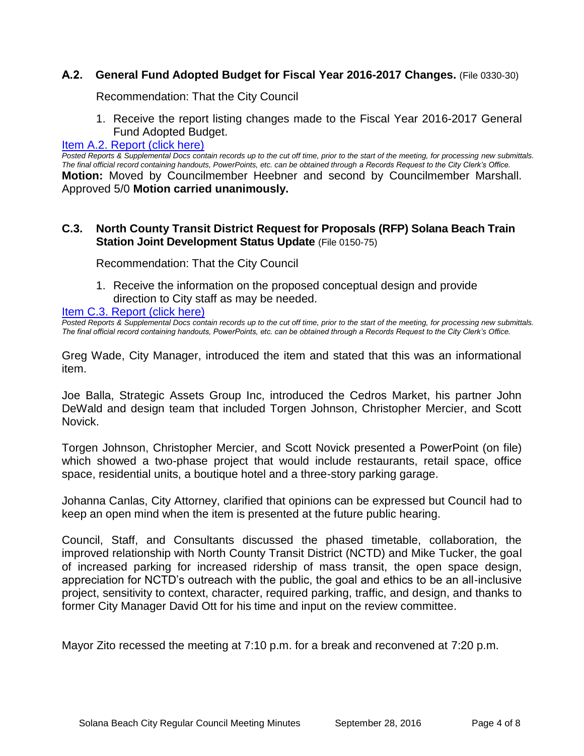### A.2. General Fund Adopted Budget for Fiscal Year 2016-2017 Changes. (File 0330-30)

Recommendation: That the City Council

1. Receive the report listing changes made to the Fiscal Year 2016-2017 General Fund Adopted Budget.

[Item A.2. Report (click here)]

*Posted Reports & Supplemental Docs contain records up to the cut off time, prior to the start of the meeting, for processing new submittals. The final official record containing handouts, PowerPoints, etc. can be obtained through a Records Request to the City Clerk's Office.*

**Motion:** Moved by Councilmember Heebner and second by Councilmember Marshall. Approved 5/0 **Motion carried unanimously.**

### C.3. North County Transit District Request for Proposals (RFP) Solana Beach Train Station Joint Development Status Update (File 0150-75)

Recommendation: That the City Council

1. Receive the information on the proposed conceptual design and provide direction to City staff as may be needed.

[Item C.3. Report (click here)]

*Posted Reports & Supplemental Docs contain records up to the cut off time, prior to the start of the meeting, for processing new submittals. The final official record containing handouts, PowerPoints, etc. can be obtained through a Records Request to the City Clerk's Office.*

Greg Wade, City Manager, introduced the item and stated that this was an informational item.

Joe Balla, Strategic Assets Group Inc, introduced the Cedros Market, his partner John DeWald and design team that included Torgen Johnson, Christopher Mercier, and Scott Novick.

Torgen Johnson, Christopher Mercier, and Scott Novick presented a PowerPoint (on file) which showed a two-phase project that would include restaurants, retail space, office space, residential units, a boutique hotel and a three-story parking garage.

Johanna Canlas, City Attorney, clarified that opinions can be expressed but Council had to keep an open mind when the item is presented at the future public hearing.

Council, Staff, and Consultants discussed the phased timetable, collaboration, the improved relationship with North County Transit District (NCTD) and Mike Tucker, the goal of increased parking for increased ridership of mass transit, the open space design, appreciation for NCTD's outreach with the public, the goal and ethics to be an all-inclusive project, sensitivity to context, character, required parking, traffic, and design, and thanks to former City Manager David Ott for his time and input on the review committee.

Mayor Zito recessed the meeting at 7:10 p.m. for a break and reconvened at 7:20 p.m.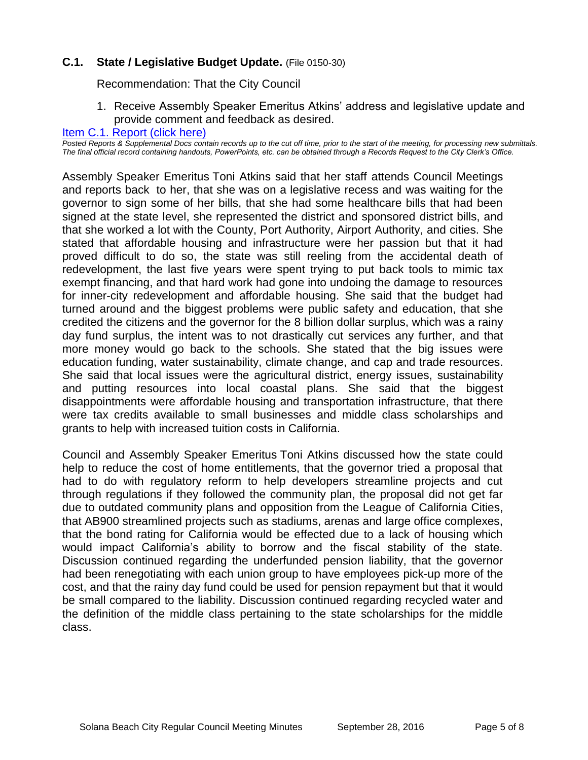### C.1. State / Legislative Budget Update. (File 0150-30)

Recommendation: That the City Council

1. Receive Assembly Speaker Emeritus Atkins' address and legislative update and provide comment and feedback as desired.

[Item C.1. Report (click here)]

*Posted Reports & Supplemental Docs contain records up to the cut off time, prior to the start of the meeting, for processing new submittals. The final official record containing handouts, PowerPoints, etc. can be obtained through a Records Request to the City Clerk's Office.*

Assembly Speaker Emeritus Toni Atkins said that her staff attends Council Meetings and reports back to her, that she was on a legislative recess and was waiting for the governor to sign some of her bills, that she had some healthcare bills that had been signed at the state level, she represented the district and sponsored district bills, and that she worked a lot with the County, Port Authority, Airport Authority, and cities. She stated that affordable housing and infrastructure were her passion but that it had proved difficult to do so, the state was still reeling from the accidental death of redevelopment, the last five years were spent trying to put back tools to mimic tax exempt financing, and that hard work had gone into undoing the damage to resources for inner-city redevelopment and affordable housing. She said that the budget had turned around and the biggest problems were public safety and education, that she credited the citizens and the governor for the 8 billion dollar surplus, which was a rainy day fund surplus, the intent was to not drastically cut services any further, and that more money would go back to the schools. She stated that the big issues were education funding, water sustainability, climate change, and cap and trade resources. She said that local issues were the agricultural district, energy issues, sustainability and putting resources into local coastal plans. She said that the biggest disappointments were affordable housing and transportation infrastructure, that there were tax credits available to small businesses and middle class scholarships and grants to help with increased tuition costs in California.

Council and Assembly Speaker Emeritus Toni Atkins discussed how the state could help to reduce the cost of home entitlements, that the governor tried a proposal that had to do with regulatory reform to help developers streamline projects and cut through regulations if they followed the community plan, the proposal did not get far due to outdated community plans and opposition from the League of California Cities, that AB900 streamlined projects such as stadiums, arenas and large office complexes, that the bond rating for California would be effected due to a lack of housing which would impact California's ability to borrow and the fiscal stability of the state. Discussion continued regarding the underfunded pension liability, that the governor had been renegotiating with each union group to have employees pick-up more of the cost, and that the rainy day fund could be used for pension repayment but that it would be small compared to the liability. Discussion continued regarding recycled water and the definition of the middle class pertaining to the state scholarships for the middle class.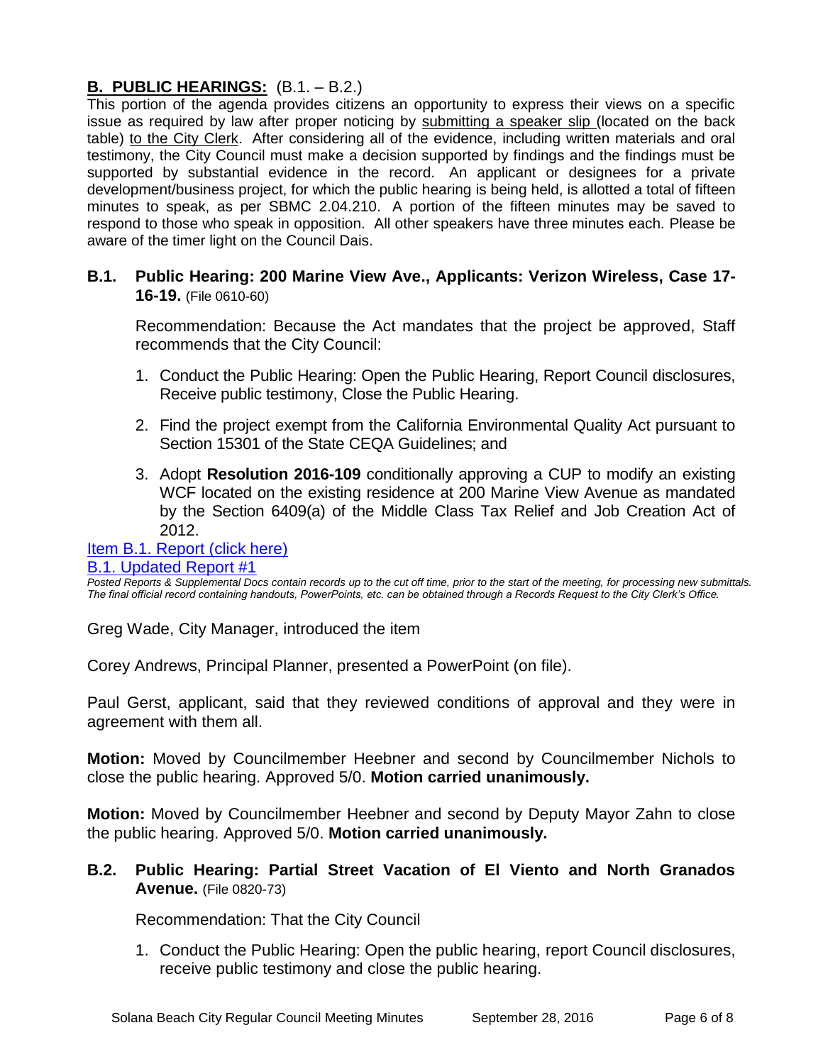## **B. PUBLIC HEARINGS:** (B.1. – B.2.)

This portion of the agenda provides citizens an opportunity to express their views on a specific issue as required by law after proper noticing by submitting a speaker slip (located on the back table) to the City Clerk. After considering all of the evidence, including written materials and oral testimony, the City Council must make a decision supported by findings and the findings must be supported by substantial evidence in the record. An applicant or designees for a private development/business project, for which the public hearing is being held, is allotted a total of fifteen minutes to speak, as per SBMC 2.04.210. A portion of the fifteen minutes may be saved to respond to those who speak in opposition. All other speakers have three minutes each. Please be aware of the timer light on the Council Dais.

### **B.1. Public Hearing: 200 Marine View Ave., Applicants: Verizon Wireless, Case 17-16-19.** (File 0610-60)

Recommendation: Because the Act mandates that the project be approved, Staff recommends that the City Council:

1. Conduct the Public Hearing: Open the Public Hearing, Report Council disclosures, Receive public testimony, Close the Public Hearing.
2. Find the project exempt from the California Environmental Quality Act pursuant to Section 15301 of the State CEQA Guidelines; and
3. Adopt **Resolution 2016-109** conditionally approving a CUP to modify an existing WCF located on the existing residence at 200 Marine View Avenue as mandated by the Section 6409(a) of the Middle Class Tax Relief and Job Creation Act of 2012.

Item B.1. Report (click here)

B.1. Updated Report #1

*Posted Reports & Supplemental Docs contain records up to the cut off time, prior to the start of the meeting, for processing new submittals. The final official record containing handouts, PowerPoints, etc. can be obtained through a Records Request to the City Clerk's Office.*

Greg Wade, City Manager, introduced the item

Corey Andrews, Principal Planner, presented a PowerPoint (on file).

Paul Gerst, applicant, said that they reviewed conditions of approval and they were in agreement with them all.

**Motion:** Moved by Councilmember Heebner and second by Councilmember Nichols to close the public hearing. Approved 5/0. **Motion carried unanimously.**

**Motion:** Moved by Councilmember Heebner and second by Deputy Mayor Zahn to close the public hearing. Approved 5/0. **Motion carried unanimously.**

### **B.2. Public Hearing: Partial Street Vacation of El Viento and North Granados Avenue.** (File 0820-73)

Recommendation: That the City Council

1. Conduct the Public Hearing: Open the public hearing, report Council disclosures, receive public testimony and close the public hearing.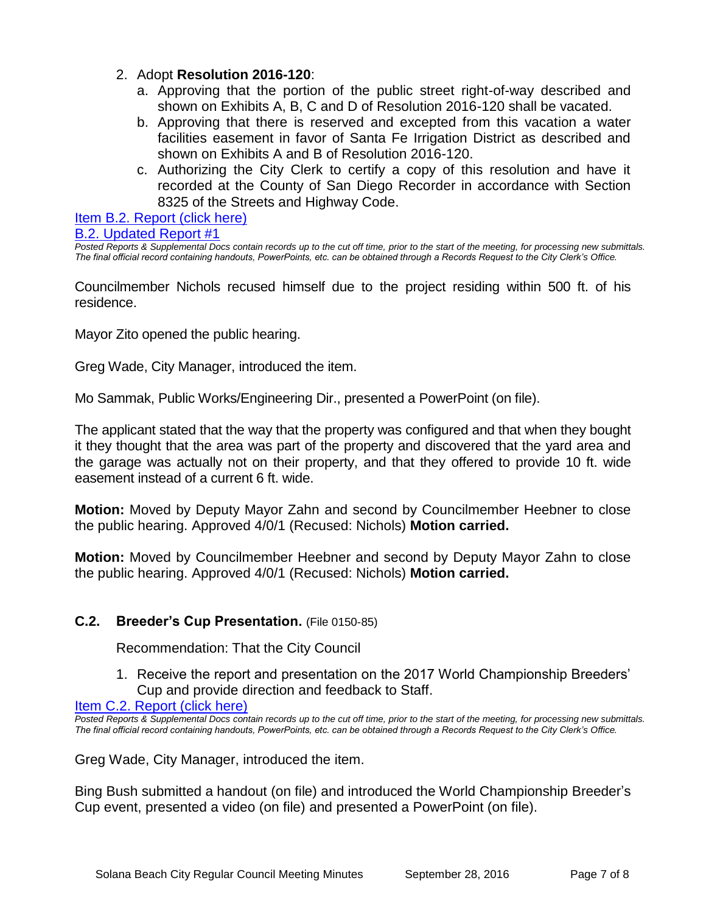2. Adopt **Resolution 2016-120**:
   a. Approving that the portion of the public street right-of-way described and shown on Exhibits A, B, C and D of Resolution 2016-120 shall be vacated.
   b. Approving that there is reserved and excepted from this vacation a water facilities easement in favor of Santa Fe Irrigation District as described and shown on Exhibits A and B of Resolution 2016-120.
   c. Authorizing the City Clerk to certify a copy of this resolution and have it recorded at the County of San Diego Recorder in accordance with Section 8325 of the Streets and Highway Code.

Item B.2. Report (click here)

B.2. Updated Report #1

*Posted Reports & Supplemental Docs contain records up to the cut off time, prior to the start of the meeting, for processing new submittals. The final official record containing handouts, PowerPoints, etc. can be obtained through a Records Request to the City Clerk's Office.*

Councilmember Nichols recused himself due to the project residing within 500 ft. of his residence.

Mayor Zito opened the public hearing.

Greg Wade, City Manager, introduced the item.

Mo Sammak, Public Works/Engineering Dir., presented a PowerPoint (on file).

The applicant stated that the way that the property was configured and that when they bought it they thought that the area was part of the property and discovered that the yard area and the garage was actually not on their property, and that they offered to provide 10 ft. wide easement instead of a current 6 ft. wide.

**Motion:** Moved by Deputy Mayor Zahn and second by Councilmember Heebner to close the public hearing. Approved 4/0/1 (Recused: Nichols) **Motion carried.**

**Motion:** Moved by Councilmember Heebner and second by Deputy Mayor Zahn to close the public hearing. Approved 4/0/1 (Recused: Nichols) **Motion carried.**

### C.2. Breeder's Cup Presentation. (File 0150-85)

Recommendation: That the City Council

1. Receive the report and presentation on the 2017 World Championship Breeders' Cup and provide direction and feedback to Staff.

Item C.2. Report (click here)

*Posted Reports & Supplemental Docs contain records up to the cut off time, prior to the start of the meeting, for processing new submittals. The final official record containing handouts, PowerPoints, etc. can be obtained through a Records Request to the City Clerk's Office.*

Greg Wade, City Manager, introduced the item.

Bing Bush submitted a handout (on file) and introduced the World Championship Breeder's Cup event, presented a video (on file) and presented a PowerPoint (on file).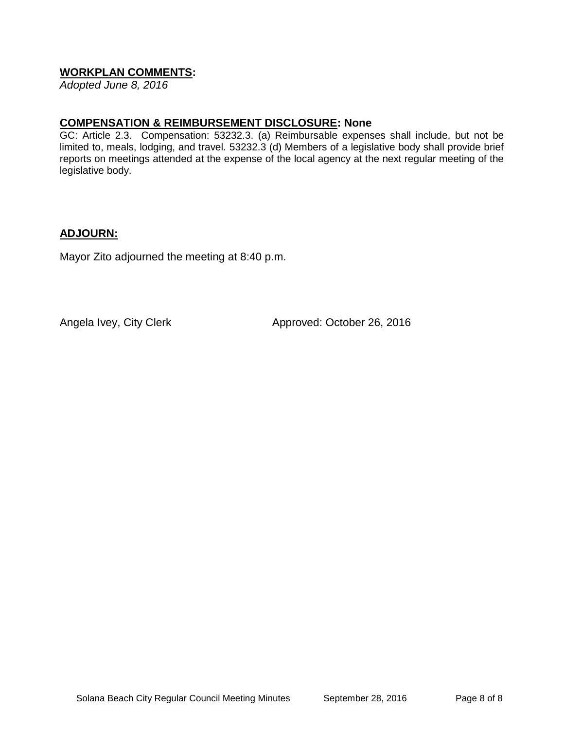**WORKPLAN COMMENTS:**

*Adopted June 8, 2016*

**COMPENSATION & REIMBURSEMENT DISCLOSURE: None**

GC: Article 2.3. Compensation: 53232.3. (a) Reimbursable expenses shall include, but not be limited to, meals, lodging, and travel. 53232.3 (d) Members of a legislative body shall provide brief reports on meetings attended at the expense of the local agency at the next regular meeting of the legislative body.

**ADJOURN:**

Mayor Zito adjourned the meeting at 8:40 p.m.

Angela Ivey, City Clerk Approved: October 26, 2016